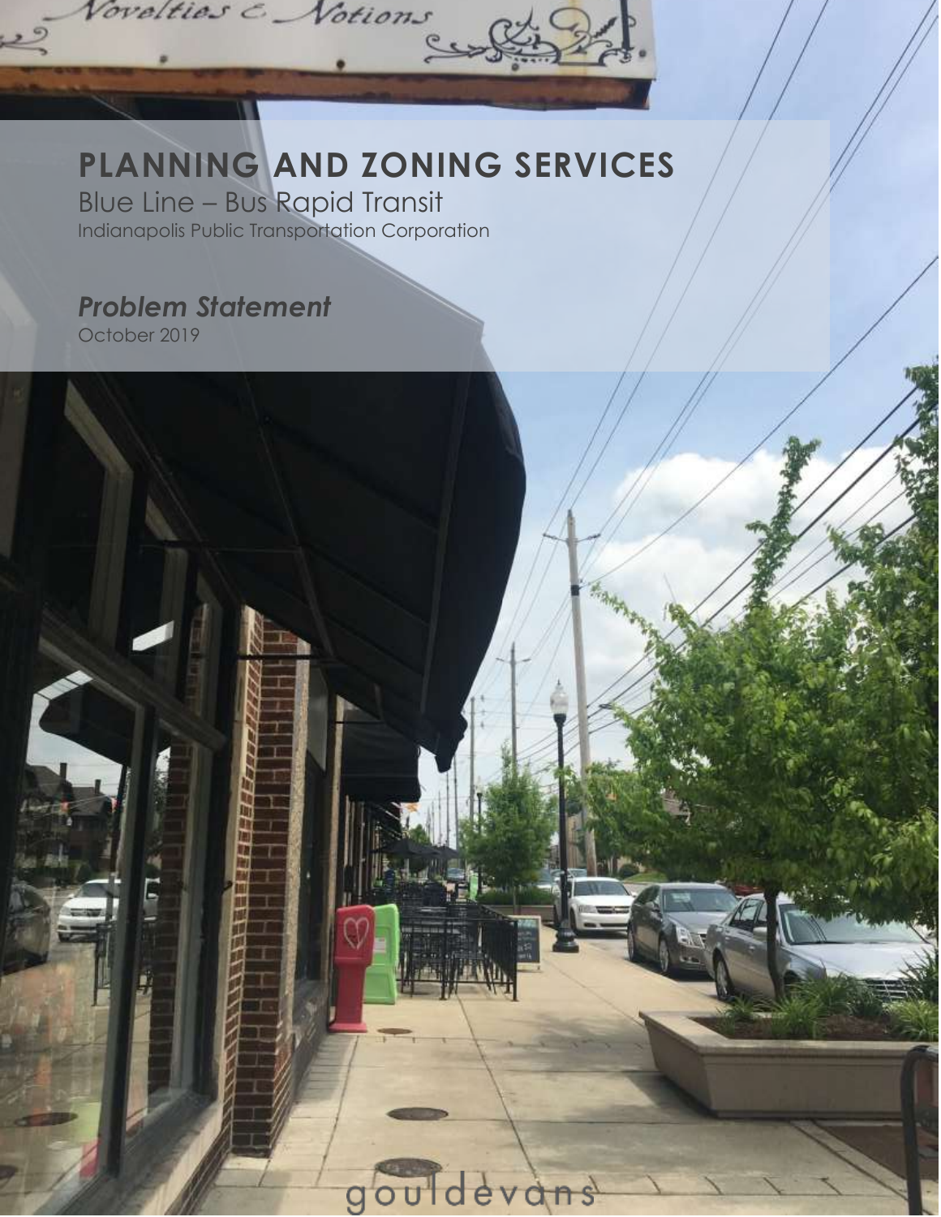# PLANNING AND ZONING SERVICES

Blue Line – Bus Rapid Transit

Indianapolis Public Transportation Corporation

***Problem Statement***

October 2019

gouldevans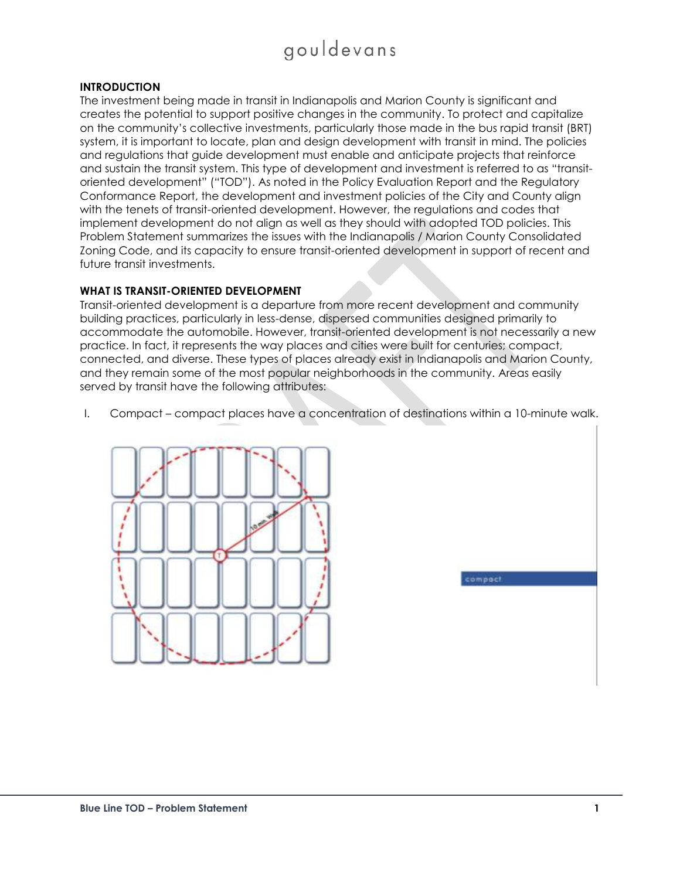## INTRODUCTION

The investment being made in transit in Indianapolis and Marion County is significant and creates the potential to support positive changes in the community. To protect and capitalize on the community's collective investments, particularly those made in the bus rapid transit (BRT) system, it is important to locate, plan and design development with transit in mind. The policies and regulations that guide development must enable and anticipate projects that reinforce and sustain the transit system. This type of development and investment is referred to as "transit-oriented development" ("TOD"). As noted in the Policy Evaluation Report and the Regulatory Conformance Report, the development and investment policies of the City and County align with the tenets of transit-oriented development. However, the regulations and codes that implement development do not align as well as they should with adopted TOD policies. This Problem Statement summarizes the issues with the Indianapolis / Marion County Consolidated Zoning Code, and its capacity to ensure transit-oriented development in support of recent and future transit investments.

## WHAT IS TRANSIT-ORIENTED DEVELOPMENT

Transit-oriented development is a departure from more recent development and community building practices, particularly in less-dense, dispersed communities designed primarily to accommodate the automobile. However, transit-oriented development is not necessarily a new practice. In fact, it represents the way places and cities were built for centuries; compact, connected, and diverse. These types of places already exist in Indianapolis and Marion County, and they remain some of the most popular neighborhoods in the community. Areas easily served by transit have the following attributes:

I. Compact – compact places have a concentration of destinations within a 10-minute walk.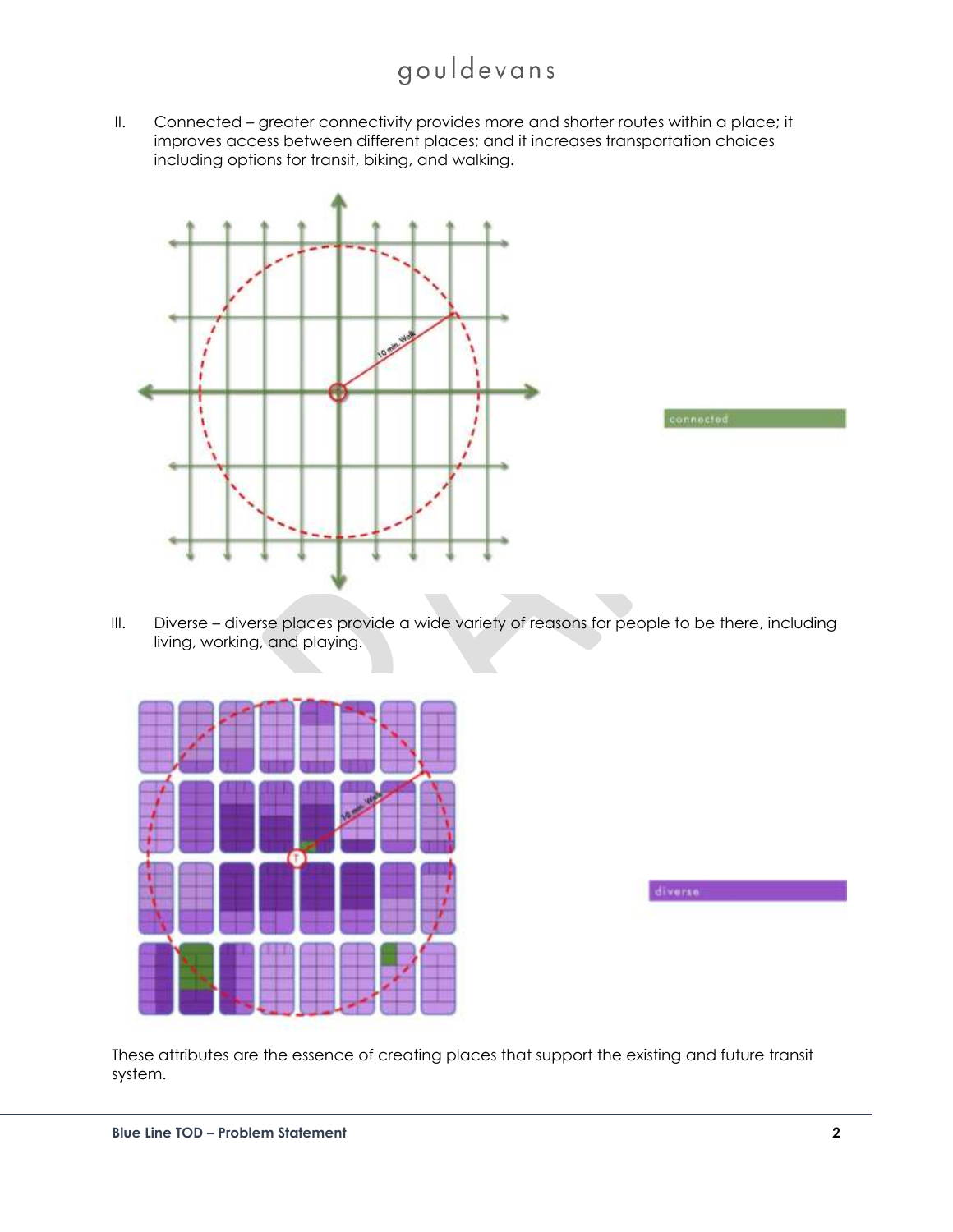II. Connected – greater connectivity provides more and shorter routes within a place; it improves access between different places; and it increases transportation choices including options for transit, biking, and walking.

III. Diverse – diverse places provide a wide variety of reasons for people to be there, including living, working, and playing.

These attributes are the essence of creating places that support the existing and future transit system.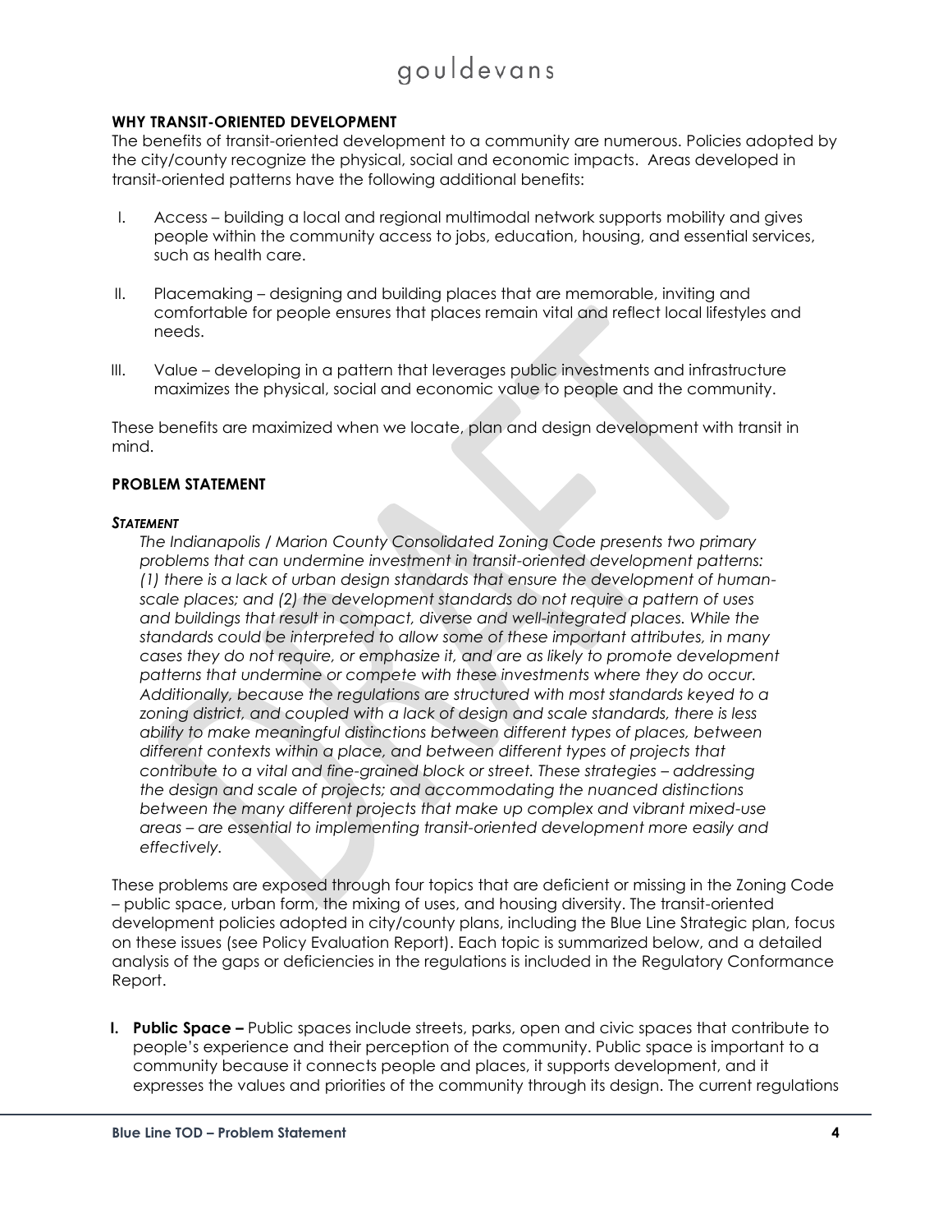**WHY TRANSIT-ORIENTED DEVELOPMENT**

The benefits of transit-oriented development to a community are numerous. Policies adopted by the city/county recognize the physical, social and economic impacts. Areas developed in transit-oriented patterns have the following additional benefits:

I. Access – building a local and regional multimodal network supports mobility and gives people within the community access to jobs, education, housing, and essential services, such as health care.

II. Placemaking – designing and building places that are memorable, inviting and comfortable for people ensures that places remain vital and reflect local lifestyles and needs.

III. Value – developing in a pattern that leverages public investments and infrastructure maximizes the physical, social and economic value to people and the community.

These benefits are maximized when we locate, plan and design development with transit in mind.

**PROBLEM STATEMENT**

***STATEMENT***

*The Indianapolis / Marion County Consolidated Zoning Code presents two primary problems that can undermine investment in transit-oriented development patterns: (1) there is a lack of urban design standards that ensure the development of human-scale places; and (2) the development standards do not require a pattern of uses and buildings that result in compact, diverse and well-integrated places. While the standards could be interpreted to allow some of these important attributes, in many cases they do not require, or emphasize it, and are as likely to promote development patterns that undermine or compete with these investments where they do occur. Additionally, because the regulations are structured with most standards keyed to a zoning district, and coupled with a lack of design and scale standards, there is less ability to make meaningful distinctions between different types of places, between different contexts within a place, and between different types of projects that contribute to a vital and fine-grained block or street. These strategies – addressing the design and scale of projects; and accommodating the nuanced distinctions between the many different projects that make up complex and vibrant mixed-use areas – are essential to implementing transit-oriented development more easily and effectively.*

These problems are exposed through four topics that are deficient or missing in the Zoning Code – public space, urban form, the mixing of uses, and housing diversity. The transit-oriented development policies adopted in city/county plans, including the Blue Line Strategic plan, focus on these issues (see Policy Evaluation Report). Each topic is summarized below, and a detailed analysis of the gaps or deficiencies in the regulations is included in the Regulatory Conformance Report.

**I. Public Space –** Public spaces include streets, parks, open and civic spaces that contribute to people's experience and their perception of the community. Public space is important to a community because it connects people and places, it supports development, and it expresses the values and priorities of the community through its design. The current regulations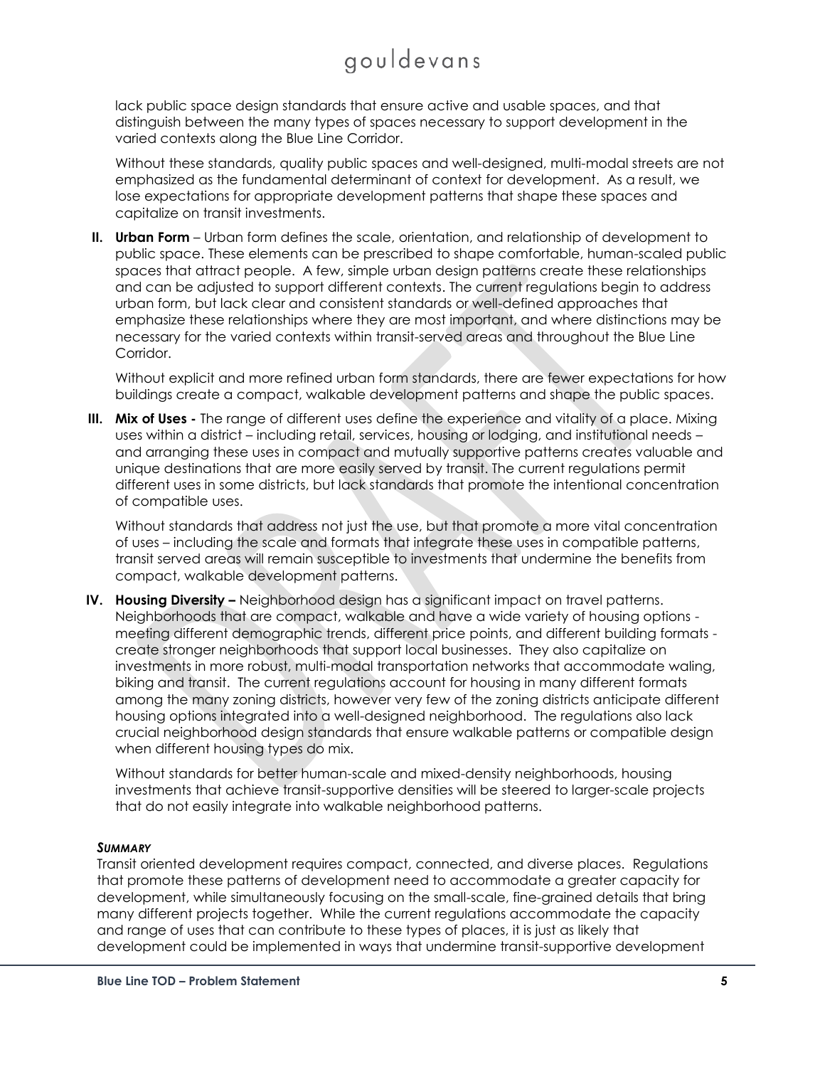lack public space design standards that ensure active and usable spaces, and that distinguish between the many types of spaces necessary to support development in the varied contexts along the Blue Line Corridor.

Without these standards, quality public spaces and well-designed, multi-modal streets are not emphasized as the fundamental determinant of context for development. As a result, we lose expectations for appropriate development patterns that shape these spaces and capitalize on transit investments.

**II. Urban Form** – Urban form defines the scale, orientation, and relationship of development to public space. These elements can be prescribed to shape comfortable, human-scaled public spaces that attract people. A few, simple urban design patterns create these relationships and can be adjusted to support different contexts. The current regulations begin to address urban form, but lack clear and consistent standards or well-defined approaches that emphasize these relationships where they are most important, and where distinctions may be necessary for the varied contexts within transit-served areas and throughout the Blue Line Corridor.

Without explicit and more refined urban form standards, there are fewer expectations for how buildings create a compact, walkable development patterns and shape the public spaces.

**III. Mix of Uses -** The range of different uses define the experience and vitality of a place. Mixing uses within a district – including retail, services, housing or lodging, and institutional needs – and arranging these uses in compact and mutually supportive patterns creates valuable and unique destinations that are more easily served by transit. The current regulations permit different uses in some districts, but lack standards that promote the intentional concentration of compatible uses.

Without standards that address not just the use, but that promote a more vital concentration of uses – including the scale and formats that integrate these uses in compatible patterns, transit served areas will remain susceptible to investments that undermine the benefits from compact, walkable development patterns.

**IV. Housing Diversity –** Neighborhood design has a significant impact on travel patterns. Neighborhoods that are compact, walkable and have a wide variety of housing options - meeting different demographic trends, different price points, and different building formats - create stronger neighborhoods that support local businesses. They also capitalize on investments in more robust, multi-modal transportation networks that accommodate waling, biking and transit. The current regulations account for housing in many different formats among the many zoning districts, however very few of the zoning districts anticipate different housing options integrated into a well-designed neighborhood. The regulations also lack crucial neighborhood design standards that ensure walkable patterns or compatible design when different housing types do mix.

Without standards for better human-scale and mixed-density neighborhoods, housing investments that achieve transit-supportive densities will be steered to larger-scale projects that do not easily integrate into walkable neighborhood patterns.

***SUMMARY***

Transit oriented development requires compact, connected, and diverse places. Regulations that promote these patterns of development need to accommodate a greater capacity for development, while simultaneously focusing on the small-scale, fine-grained details that bring many different projects together. While the current regulations accommodate the capacity and range of uses that can contribute to these types of places, it is just as likely that development could be implemented in ways that undermine transit-supportive development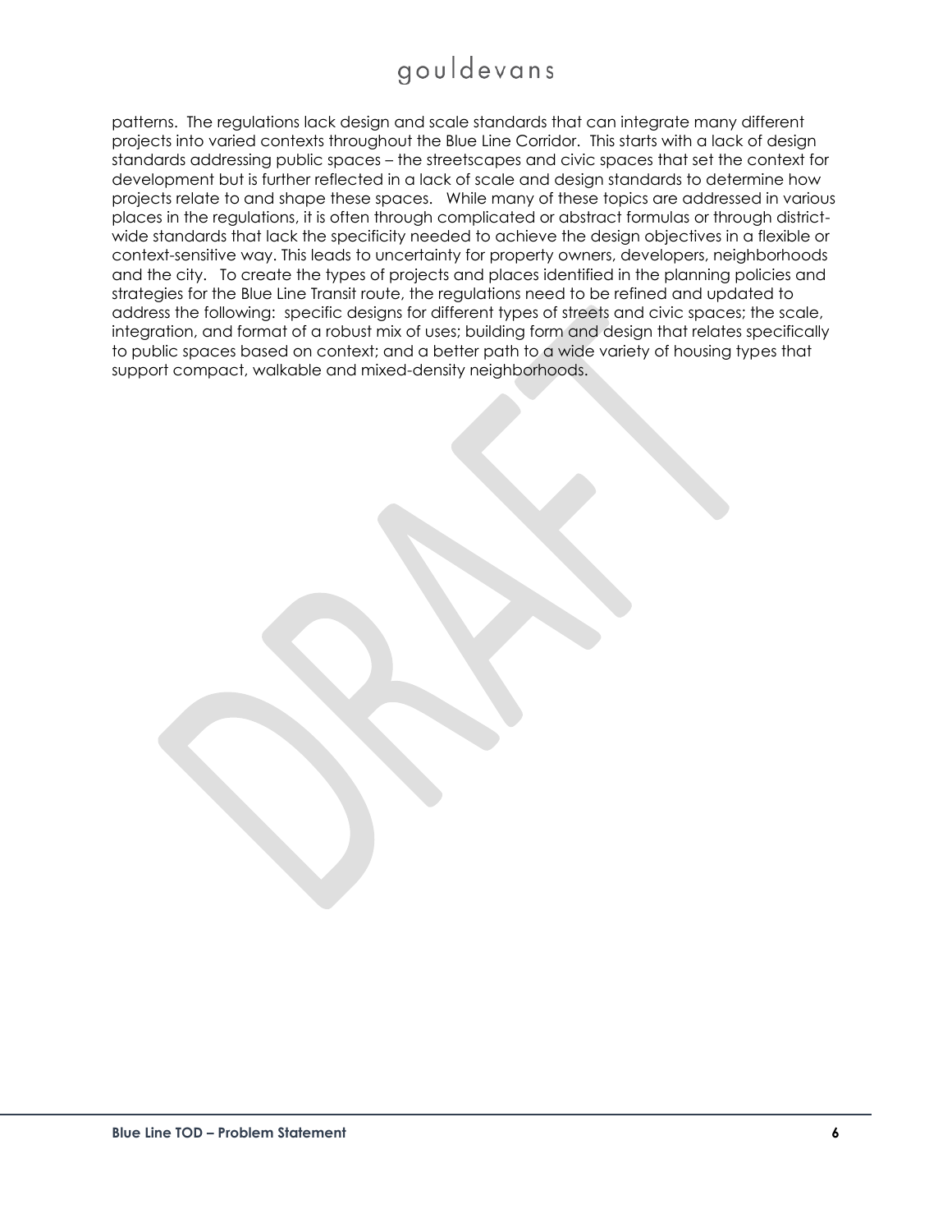patterns. The regulations lack design and scale standards that can integrate many different projects into varied contexts throughout the Blue Line Corridor. This starts with a lack of design standards addressing public spaces – the streetscapes and civic spaces that set the context for development but is further reflected in a lack of scale and design standards to determine how projects relate to and shape these spaces. While many of these topics are addressed in various places in the regulations, it is often through complicated or abstract formulas or through district-wide standards that lack the specificity needed to achieve the design objectives in a flexible or context-sensitive way. This leads to uncertainty for property owners, developers, neighborhoods and the city. To create the types of projects and places identified in the planning policies and strategies for the Blue Line Transit route, the regulations need to be refined and updated to address the following: specific designs for different types of streets and civic spaces; the scale, integration, and format of a robust mix of uses; building form and design that relates specifically to public spaces based on context; and a better path to a wide variety of housing types that support compact, walkable and mixed-density neighborhoods.